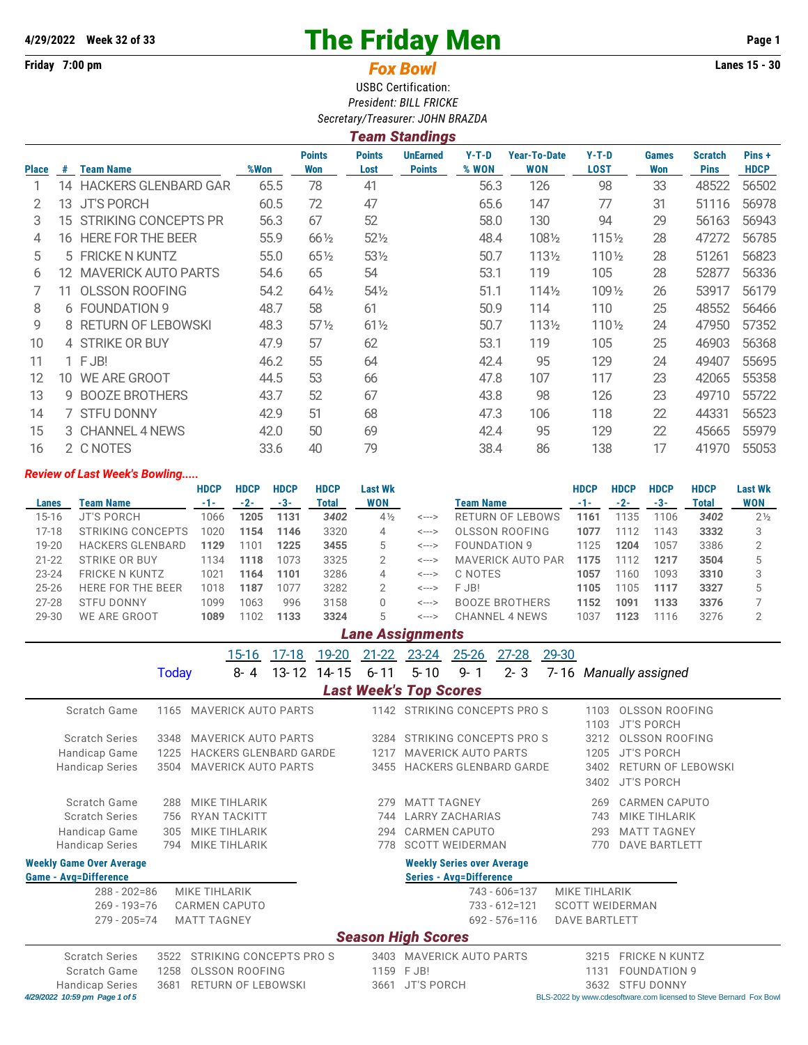4/29/2022 Week 32 of 33

# The Friday Men

Friday 7:00 pm

## *Fox Bowl*

Lanes 15 - 30

USBC Certification:
*President: BILL FRICKE*
*Secretary/Treasurer: JOHN BRAZDA*

### *Team Standings*

| Place | # | Team Name | %Won | Points Won | Points Lost | UnEarned Points | Y-T-D % WON | Year-To-Date WON | Y-T-D LOST | Games Won | Scratch Pins | Pins + HDCP |
|---|---|---|---|---|---|---|---|---|---|---|---|---|
| 1 | 14 | HACKERS GLENBARD GAR | 65.5 | 78 | 41 | | 56.3 | 126 | 98 | 33 | 48522 | 56502 |
| 2 | 13 | JT'S PORCH | 60.5 | 72 | 47 | | 65.6 | 147 | 77 | 31 | 51116 | 56978 |
| 3 | 15 | STRIKING CONCEPTS PR | 56.3 | 67 | 52 | | 58.0 | 130 | 94 | 29 | 56163 | 56943 |
| 4 | 16 | HERE FOR THE BEER | 55.9 | 66½ | 52½ | | 48.4 | 108½ | 115½ | 28 | 47272 | 56785 |
| 5 | 5 | FRICKE N KUNTZ | 55.0 | 65½ | 53½ | | 50.7 | 113½ | 110½ | 28 | 51261 | 56823 |
| 6 | 12 | MAVERICK AUTO PARTS | 54.6 | 65 | 54 | | 53.1 | 119 | 105 | 28 | 52877 | 56336 |
| 7 | 11 | OLSSON ROOFING | 54.2 | 64½ | 54½ | | 51.1 | 114½ | 109½ | 26 | 53917 | 56179 |
| 8 | 6 | FOUNDATION 9 | 48.7 | 58 | 61 | | 50.9 | 114 | 110 | 25 | 48552 | 56466 |
| 9 | 8 | RETURN OF LEBOWSKI | 48.3 | 57½ | 61½ | | 50.7 | 113½ | 110½ | 24 | 47950 | 57352 |
| 10 | 4 | STRIKE OR BUY | 47.9 | 57 | 62 | | 53.1 | 119 | 105 | 25 | 46903 | 56368 |
| 11 | 1 | F JB! | 46.2 | 55 | 64 | | 42.4 | 95 | 129 | 24 | 49407 | 55695 |
| 12 | 10 | WE ARE GROOT | 44.5 | 53 | 66 | | 47.8 | 107 | 117 | 23 | 42065 | 55358 |
| 13 | 9 | BOOZE BROTHERS | 43.7 | 52 | 67 | | 43.8 | 98 | 126 | 23 | 49710 | 55722 |
| 14 | 7 | STFU DONNY | 42.9 | 51 | 68 | | 47.3 | 106 | 118 | 22 | 44331 | 56523 |
| 15 | 3 | CHANNEL 4 NEWS | 42.0 | 50 | 69 | | 42.4 | 95 | 129 | 22 | 45665 | 55979 |
| 16 | 2 | C NOTES | 33.6 | 40 | 79 | | 38.4 | 86 | 138 | 17 | 41970 | 55053 |

*Review of Last Week's Bowling.....*

| Lanes | Team Name | HDCP -1- | HDCP -2- | HDCP -3- | HDCP Total | Last Wk WON | | Team Name | HDCP -1- | HDCP -2- | HDCP -3- | HDCP Total | Last Wk WON |
|---|---|---|---|---|---|---|---|---|---|---|---|---|---|
| 15-16 | JT'S PORCH | 1066 | **1205** | **1131** | ***3402*** | 4½ | <---> | RETURN OF LEBOWS | **1161** | 1135 | 1106 | ***3402*** | 2½ |
| 17-18 | STRIKING CONCEPTS | 1020 | **1154** | **1146** | 3320 | 4 | <---> | OLSSON ROOFING | **1077** | 1112 | 1143 | **3332** | 3 |
| 19-20 | HACKERS GLENBARD | **1129** | 1101 | **1225** | **3455** | 5 | <---> | FOUNDATION 9 | 1125 | **1204** | 1057 | 3386 | 2 |
| 21-22 | STRIKE OR BUY | 1134 | **1118** | 1073 | 3325 | 2 | <---> | MAVERICK AUTO PAR | **1175** | 1112 | **1217** | **3504** | 5 |
| 23-24 | FRICKE N KUNTZ | 1021 | **1164** | **1101** | 3286 | 4 | <---> | C NOTES | **1057** | 1160 | 1093 | **3310** | 3 |
| 25-26 | HERE FOR THE BEER | 1018 | **1187** | 1077 | 3282 | 2 | <---> | F JB! | **1105** | 1105 | **1117** | **3327** | 5 |
| 27-28 | STFU DONNY | 1099 | 1063 | 996 | 3158 | 0 | <---> | BOOZE BROTHERS | **1152** | **1091** | **1133** | **3376** | 7 |
| 29-30 | WE ARE GROOT | **1089** | 1102 | **1133** | **3324** | 5 | <---> | CHANNEL 4 NEWS | 1037 | **1123** | 1116 | 3276 | 2 |

### *Lane Assignments*

| | 15-16 | 17-18 | 19-20 | 21-22 | 23-24 | 25-26 | 27-28 | 29-30 | |
|---|---|---|---|---|---|---|---|---|---|
| Today | 8- 4 | 13- 12 | 14- 15 | 6- 11 | 5- 10 | 9- 1 | 2- 3 | 7- 16 | *Manually assigned* |

### *Last Week's Top Scores*

| | | | | | | |
|---|---|---|---|---|---|---|
| Scratch Game | 1165 | MAVERICK AUTO PARTS | 1142 | STRIKING CONCEPTS PRO S | 1103 | OLSSON ROOFING |
| | | | | | 1103 | JT'S PORCH |
| Scratch Series | 3348 | MAVERICK AUTO PARTS | 3284 | STRIKING CONCEPTS PRO S | 3212 | OLSSON ROOFING |
| Handicap Game | 1225 | HACKERS GLENBARD GARDE | 1217 | MAVERICK AUTO PARTS | 1205 | JT'S PORCH |
| Handicap Series | 3504 | MAVERICK AUTO PARTS | 3455 | HACKERS GLENBARD GARDE | 3402 | RETURN OF LEBOWSKI |
| | | | | | 3402 | JT'S PORCH |
| Scratch Game | 288 | MIKE TIHLARIK | 279 | MATT TAGNEY | 269 | CARMEN CAPUTO |
| Scratch Series | 756 | RYAN TACKITT | 744 | LARRY ZACHARIAS | 743 | MIKE TIHLARIK |
| Handicap Game | 305 | MIKE TIHLARIK | 294 | CARMEN CAPUTO | 293 | MATT TAGNEY |
| Handicap Series | 794 | MIKE TIHLARIK | 778 | SCOTT WEIDERMAN | 770 | DAVE BARTLETT |

**Weekly Game Over Average**

| Game - Avg=Difference | |
|---|---|
| 288 - 202=86 | MIKE TIHLARIK |
| 269 - 193=76 | CARMEN CAPUTO |
| 279 - 205=74 | MATT TAGNEY |

**Weekly Series over Average**

| Series - Avg=Difference | |
|---|---|
| 743 - 606=137 | MIKE TIHLARIK |
| 733 - 612=121 | SCOTT WEIDERMAN |
| 692 - 576=116 | DAVE BARTLETT |

### *Season High Scores*

| | | | | | | |
|---|---|---|---|---|---|---|
| Scratch Series | 3522 | STRIKING CONCEPTS PRO S | 3403 | MAVERICK AUTO PARTS | 3215 | FRICKE N KUNTZ |
| Scratch Game | 1258 | OLSSON ROOFING | 1159 | F JB! | 1131 | FOUNDATION 9 |
| Handicap Series | 3681 | RETURN OF LEBOWSKI | 3661 | JT'S PORCH | 3632 | STFU DONNY |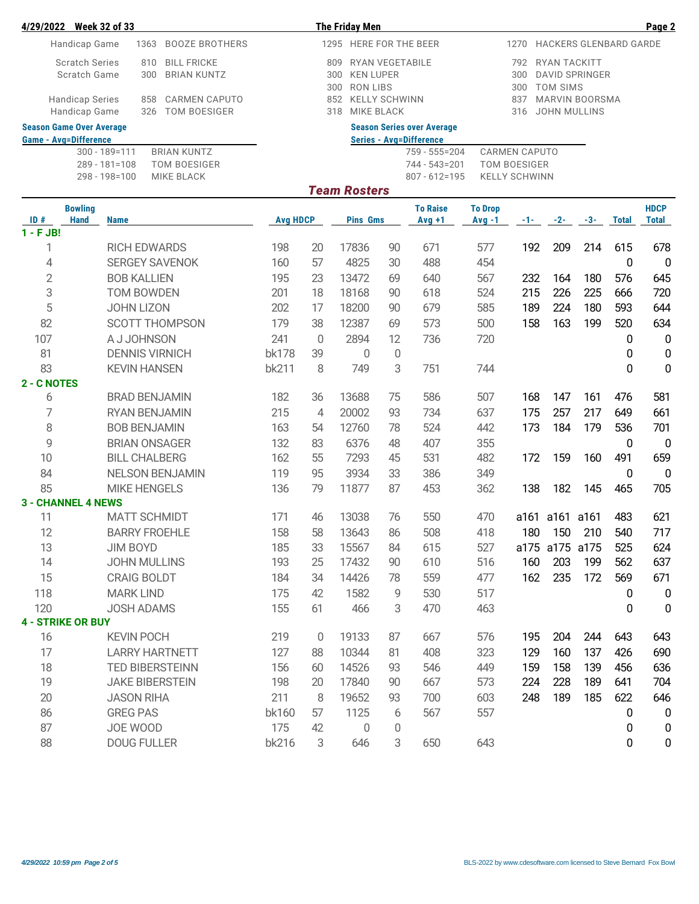**4/29/2022 Week 32 of 33** — **The Friday Men**

| | | | | | | |
|---|---|---|---|---|---|---|
| Handicap Game | 1363 | BOOZE BROTHERS | 1295 | HERE FOR THE BEER | 1270 | HACKERS GLENBARD GARDE |
| Scratch Series | 810 | BILL FRICKE | 809 | RYAN VEGETABILE | 792 | RYAN TACKITT |
| Scratch Game | 300 | BRIAN KUNTZ | 300 | KEN LUPER | 300 | DAVID SPRINGER |
| | | | 300 | RON LIBS | 300 | TOM SIMS |
| Handicap Series | 858 | CARMEN CAPUTO | 852 | KELLY SCHWINN | 837 | MARVIN BOORSMA |
| Handicap Game | 326 | TOM BOESIGER | 318 | MIKE BLACK | 316 | JOHN MULLINS |

**Season Game Over Average**

| Game - Avg=Difference | |
|---|---|
| 300 - 189=111 | BRIAN KUNTZ |
| 289 - 181=108 | TOM BOESIGER |
| 298 - 198=100 | MIKE BLACK |

**Season Series over Average**

| Series - Avg=Difference | |
|---|---|
| 759 - 555=204 | CARMEN CAPUTO |
| 744 - 543=201 | TOM BOESIGER |
| 807 - 612=195 | KELLY SCHWINN |

## *Team Rosters*

| ID # | Bowling Hand | Name | Avg | HDCP | Pins | Gms | To Raise Avg +1 | To Drop Avg -1 | -1- | -2- | -3- | Total | HDCP Total |
|---|---|---|---|---|---|---|---|---|---|---|---|---|---|
| **1 - F JB!** | | | | | | | | | | | | | |
| 1 | | RICH EDWARDS | 198 | 20 | 17836 | 90 | 671 | 577 | 192 | 209 | 214 | 615 | 678 |
| 4 | | SERGEY SAVENOK | 160 | 57 | 4825 | 30 | 488 | 454 | | | | 0 | 0 |
| 2 | | BOB KALLIEN | 195 | 23 | 13472 | 69 | 640 | 567 | 232 | 164 | 180 | 576 | 645 |
| 3 | | TOM BOWDEN | 201 | 18 | 18168 | 90 | 618 | 524 | 215 | 226 | 225 | 666 | 720 |
| 5 | | JOHN LIZON | 202 | 17 | 18200 | 90 | 679 | 585 | 189 | 224 | 180 | 593 | 644 |
| 82 | | SCOTT THOMPSON | 179 | 38 | 12387 | 69 | 573 | 500 | 158 | 163 | 199 | 520 | 634 |
| 107 | | A J JOHNSON | 241 | 0 | 2894 | 12 | 736 | 720 | | | | 0 | 0 |
| 81 | | DENNIS VIRNICH | bk178 | 39 | 0 | 0 | | | | | | 0 | 0 |
| 83 | | KEVIN HANSEN | bk211 | 8 | 749 | 3 | 751 | 744 | | | | 0 | 0 |
| **2 - C NOTES** | | | | | | | | | | | | | |
| 6 | | BRAD BENJAMIN | 182 | 36 | 13688 | 75 | 586 | 507 | 168 | 147 | 161 | 476 | 581 |
| 7 | | RYAN BENJAMIN | 215 | 4 | 20002 | 93 | 734 | 637 | 175 | 257 | 217 | 649 | 661 |
| 8 | | BOB BENJAMIN | 163 | 54 | 12760 | 78 | 524 | 442 | 173 | 184 | 179 | 536 | 701 |
| 9 | | BRIAN ONSAGER | 132 | 83 | 6376 | 48 | 407 | 355 | | | | 0 | 0 |
| 10 | | BILL CHALBERG | 162 | 55 | 7293 | 45 | 531 | 482 | 172 | 159 | 160 | 491 | 659 |
| 84 | | NELSON BENJAMIN | 119 | 95 | 3934 | 33 | 386 | 349 | | | | 0 | 0 |
| 85 | | MIKE HENGELS | 136 | 79 | 11877 | 87 | 453 | 362 | 138 | 182 | 145 | 465 | 705 |
| **3 - CHANNEL 4 NEWS** | | | | | | | | | | | | | |
| 11 | | MATT SCHMIDT | 171 | 46 | 13038 | 76 | 550 | 470 | a161 | a161 | a161 | 483 | 621 |
| 12 | | BARRY FROEHLE | 158 | 58 | 13643 | 86 | 508 | 418 | 180 | 150 | 210 | 540 | 717 |
| 13 | | JIM BOYD | 185 | 33 | 15567 | 84 | 615 | 527 | a175 | a175 | a175 | 525 | 624 |
| 14 | | JOHN MULLINS | 193 | 25 | 17432 | 90 | 610 | 516 | 160 | 203 | 199 | 562 | 637 |
| 15 | | CRAIG BOLDT | 184 | 34 | 14426 | 78 | 559 | 477 | 162 | 235 | 172 | 569 | 671 |
| 118 | | MARK LIND | 175 | 42 | 1582 | 9 | 530 | 517 | | | | 0 | 0 |
| 120 | | JOSH ADAMS | 155 | 61 | 466 | 3 | 470 | 463 | | | | 0 | 0 |
| **4 - STRIKE OR BUY** | | | | | | | | | | | | | |
| 16 | | KEVIN POCH | 219 | 0 | 19133 | 87 | 667 | 576 | 195 | 204 | 244 | 643 | 643 |
| 17 | | LARRY HARTNETT | 127 | 88 | 10344 | 81 | 408 | 323 | 129 | 160 | 137 | 426 | 690 |
| 18 | | TED BIBERSTEINN | 156 | 60 | 14526 | 93 | 546 | 449 | 159 | 158 | 139 | 456 | 636 |
| 19 | | JAKE BIBERSTEIN | 198 | 20 | 17840 | 90 | 667 | 573 | 224 | 228 | 189 | 641 | 704 |
| 20 | | JASON RIHA | 211 | 8 | 19652 | 93 | 700 | 603 | 248 | 189 | 185 | 622 | 646 |
| 86 | | GREG PAS | bk160 | 57 | 1125 | 6 | 567 | 557 | | | | 0 | 0 |
| 87 | | JOE WOOD | 175 | 42 | 0 | 0 | | | | | | 0 | 0 |
| 88 | | DOUG FULLER | bk216 | 3 | 646 | 3 | 650 | 643 | | | | 0 | 0 |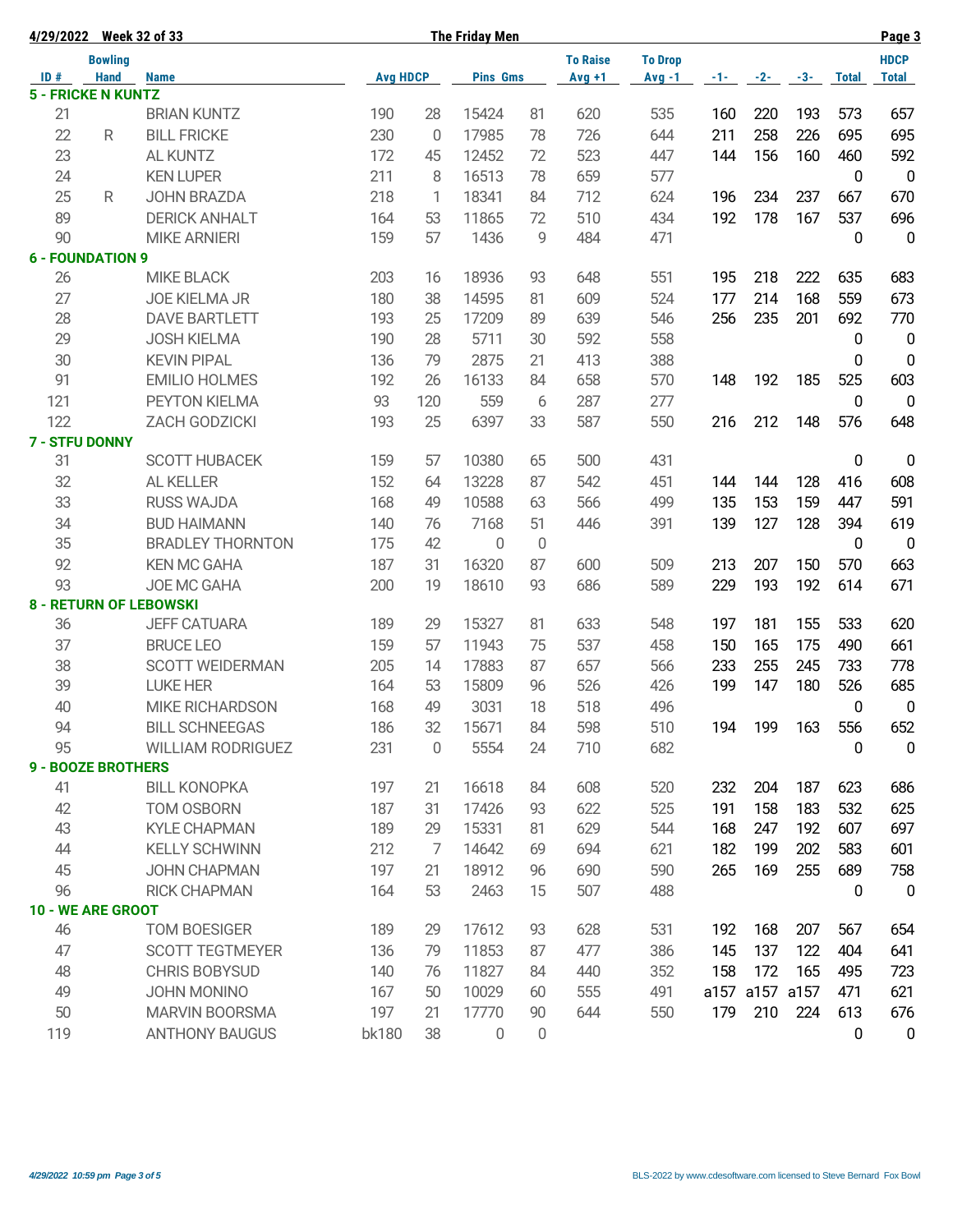**4/29/2022 Week 32 of 33** **The Friday Men**

| ID # | Bowling Hand | Name | Avg | HDCP | Pins | Gms | To Raise Avg +1 | To Drop Avg -1 | -1- | -2- | -3- | Total | HDCP Total |
|---|---|---|---|---|---|---|---|---|---|---|---|---|---|
| **5 - FRICKE N KUNTZ** | | | | | | | | | | | | | |
| 21 | | BRIAN KUNTZ | 190 | 28 | 15424 | 81 | 620 | 535 | 160 | 220 | 193 | 573 | 657 |
| 22 | R | BILL FRICKE | 230 | 0 | 17985 | 78 | 726 | 644 | 211 | 258 | 226 | 695 | 695 |
| 23 | | AL KUNTZ | 172 | 45 | 12452 | 72 | 523 | 447 | 144 | 156 | 160 | 460 | 592 |
| 24 | | KEN LUPER | 211 | 8 | 16513 | 78 | 659 | 577 | | | | 0 | 0 |
| 25 | R | JOHN BRAZDA | 218 | 1 | 18341 | 84 | 712 | 624 | 196 | 234 | 237 | 667 | 670 |
| 89 | | DERICK ANHALT | 164 | 53 | 11865 | 72 | 510 | 434 | 192 | 178 | 167 | 537 | 696 |
| 90 | | MIKE ARNIERI | 159 | 57 | 1436 | 9 | 484 | 471 | | | | 0 | 0 |
| **6 - FOUNDATION 9** | | | | | | | | | | | | | |
| 26 | | MIKE BLACK | 203 | 16 | 18936 | 93 | 648 | 551 | 195 | 218 | 222 | 635 | 683 |
| 27 | | JOE KIELMA JR | 180 | 38 | 14595 | 81 | 609 | 524 | 177 | 214 | 168 | 559 | 673 |
| 28 | | DAVE BARTLETT | 193 | 25 | 17209 | 89 | 639 | 546 | 256 | 235 | 201 | 692 | 770 |
| 29 | | JOSH KIELMA | 190 | 28 | 5711 | 30 | 592 | 558 | | | | 0 | 0 |
| 30 | | KEVIN PIPAL | 136 | 79 | 2875 | 21 | 413 | 388 | | | | 0 | 0 |
| 91 | | EMILIO HOLMES | 192 | 26 | 16133 | 84 | 658 | 570 | 148 | 192 | 185 | 525 | 603 |
| 121 | | PEYTON KIELMA | 93 | 120 | 559 | 6 | 287 | 277 | | | | 0 | 0 |
| 122 | | ZACH GODZICKI | 193 | 25 | 6397 | 33 | 587 | 550 | 216 | 212 | 148 | 576 | 648 |
| **7 - STFU DONNY** | | | | | | | | | | | | | |
| 31 | | SCOTT HUBACEK | 159 | 57 | 10380 | 65 | 500 | 431 | | | | 0 | 0 |
| 32 | | AL KELLER | 152 | 64 | 13228 | 87 | 542 | 451 | 144 | 144 | 128 | 416 | 608 |
| 33 | | RUSS WAJDA | 168 | 49 | 10588 | 63 | 566 | 499 | 135 | 153 | 159 | 447 | 591 |
| 34 | | BUD HAIMANN | 140 | 76 | 7168 | 51 | 446 | 391 | 139 | 127 | 128 | 394 | 619 |
| 35 | | BRADLEY THORNTON | 175 | 42 | 0 | 0 | | | | | | 0 | 0 |
| 92 | | KEN MC GAHA | 187 | 31 | 16320 | 87 | 600 | 509 | 213 | 207 | 150 | 570 | 663 |
| 93 | | JOE MC GAHA | 200 | 19 | 18610 | 93 | 686 | 589 | 229 | 193 | 192 | 614 | 671 |
| **8 - RETURN OF LEBOWSKI** | | | | | | | | | | | | | |
| 36 | | JEFF CATUARA | 189 | 29 | 15327 | 81 | 633 | 548 | 197 | 181 | 155 | 533 | 620 |
| 37 | | BRUCE LEO | 159 | 57 | 11943 | 75 | 537 | 458 | 150 | 165 | 175 | 490 | 661 |
| 38 | | SCOTT WEIDERMAN | 205 | 14 | 17883 | 87 | 657 | 566 | 233 | 255 | 245 | 733 | 778 |
| 39 | | LUKE HER | 164 | 53 | 15809 | 96 | 526 | 426 | 199 | 147 | 180 | 526 | 685 |
| 40 | | MIKE RICHARDSON | 168 | 49 | 3031 | 18 | 518 | 496 | | | | 0 | 0 |
| 94 | | BILL SCHNEEGAS | 186 | 32 | 15671 | 84 | 598 | 510 | 194 | 199 | 163 | 556 | 652 |
| 95 | | WILLIAM RODRIGUEZ | 231 | 0 | 5554 | 24 | 710 | 682 | | | | 0 | 0 |
| **9 - BOOZE BROTHERS** | | | | | | | | | | | | | |
| 41 | | BILL KONOPKA | 197 | 21 | 16618 | 84 | 608 | 520 | 232 | 204 | 187 | 623 | 686 |
| 42 | | TOM OSBORN | 187 | 31 | 17426 | 93 | 622 | 525 | 191 | 158 | 183 | 532 | 625 |
| 43 | | KYLE CHAPMAN | 189 | 29 | 15331 | 81 | 629 | 544 | 168 | 247 | 192 | 607 | 697 |
| 44 | | KELLY SCHWINN | 212 | 7 | 14642 | 69 | 694 | 621 | 182 | 199 | 202 | 583 | 601 |
| 45 | | JOHN CHAPMAN | 197 | 21 | 18912 | 96 | 690 | 590 | 265 | 169 | 255 | 689 | 758 |
| 96 | | RICK CHAPMAN | 164 | 53 | 2463 | 15 | 507 | 488 | | | | 0 | 0 |
| **10 - WE ARE GROOT** | | | | | | | | | | | | | |
| 46 | | TOM BOESIGER | 189 | 29 | 17612 | 93 | 628 | 531 | 192 | 168 | 207 | 567 | 654 |
| 47 | | SCOTT TEGTMEYER | 136 | 79 | 11853 | 87 | 477 | 386 | 145 | 137 | 122 | 404 | 641 |
| 48 | | CHRIS BOBYSUD | 140 | 76 | 11827 | 84 | 440 | 352 | 158 | 172 | 165 | 495 | 723 |
| 49 | | JOHN MONINO | 167 | 50 | 10029 | 60 | 555 | 491 | a157 | a157 | a157 | 471 | 621 |
| 50 | | MARVIN BOORSMA | 197 | 21 | 17770 | 90 | 644 | 550 | 179 | 210 | 224 | 613 | 676 |
| 119 | | ANTHONY BAUGUS | bk180 | 38 | 0 | 0 | | | | | | 0 | 0 |

*4/29/2022 10:59 pm* BLS-2022 by www.cdesoftware.com licensed to Steve Bernard Fox Bowl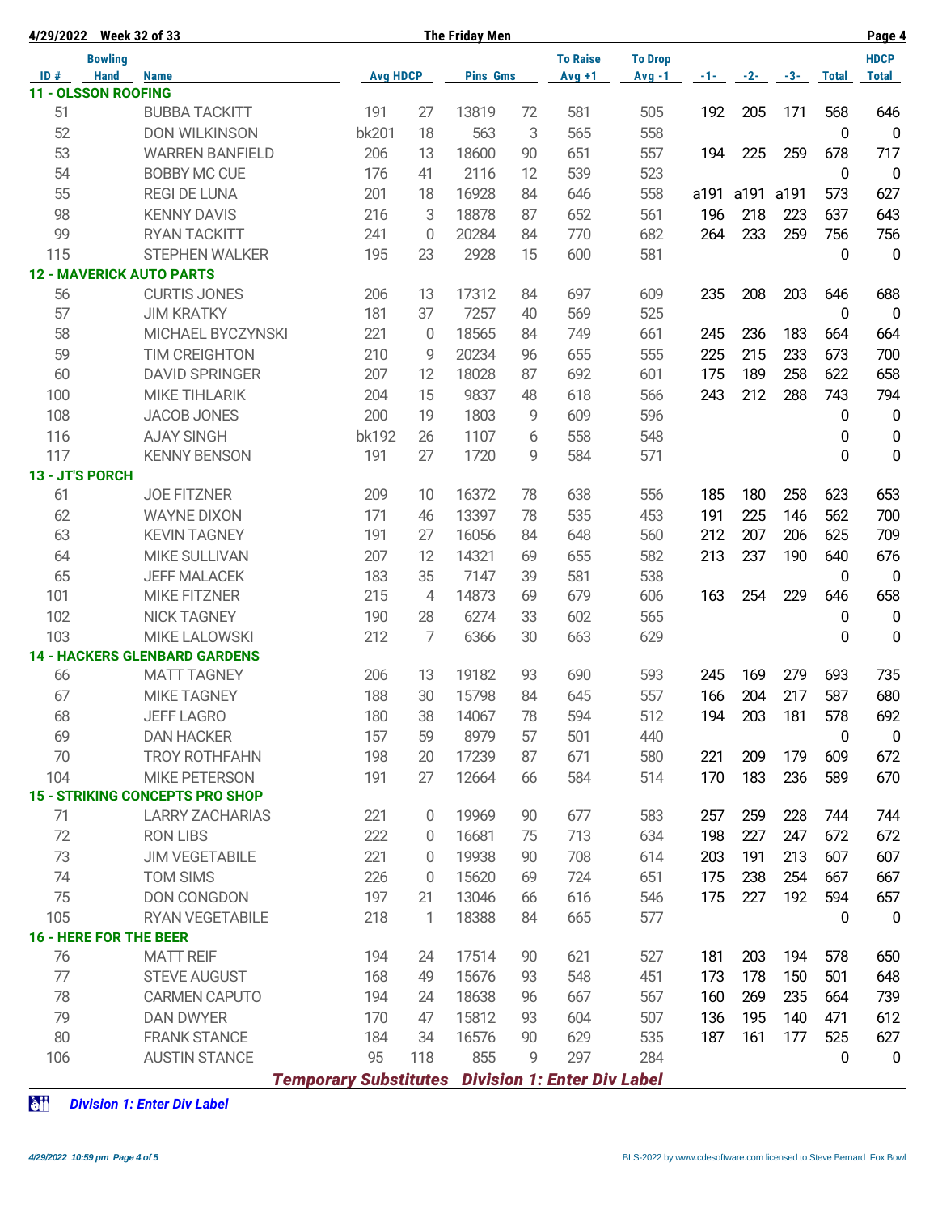**4/29/2022 Week 32 of 33 — The Friday Men**

| ID # | Bowling Hand | Name | Avg | HDCP | Pins | Gms | To Raise Avg +1 | To Drop Avg -1 | -1- | -2- | -3- | Total | HDCP Total |
|---|---|---|---|---|---|---|---|---|---|---|---|---|---|
| **11 - OLSSON ROOFING** | | | | | | | | | | | | | |
| 51 | | BUBBA TACKITT | 191 | 27 | 13819 | 72 | 581 | 505 | 192 | 205 | 171 | 568 | 646 |
| 52 | | DON WILKINSON | bk201 | 18 | 563 | 3 | 565 | 558 | | | | 0 | 0 |
| 53 | | WARREN BANFIELD | 206 | 13 | 18600 | 90 | 651 | 557 | 194 | 225 | 259 | 678 | 717 |
| 54 | | BOBBY MC CUE | 176 | 41 | 2116 | 12 | 539 | 523 | | | | 0 | 0 |
| 55 | | REGI DE LUNA | 201 | 18 | 16928 | 84 | 646 | 558 | a191 | a191 | a191 | 573 | 627 |
| 98 | | KENNY DAVIS | 216 | 3 | 18878 | 87 | 652 | 561 | 196 | 218 | 223 | 637 | 643 |
| 99 | | RYAN TACKITT | 241 | 0 | 20284 | 84 | 770 | 682 | 264 | 233 | 259 | 756 | 756 |
| 115 | | STEPHEN WALKER | 195 | 23 | 2928 | 15 | 600 | 581 | | | | 0 | 0 |
| **12 - MAVERICK AUTO PARTS** | | | | | | | | | | | | | |
| 56 | | CURTIS JONES | 206 | 13 | 17312 | 84 | 697 | 609 | 235 | 208 | 203 | 646 | 688 |
| 57 | | JIM KRATKY | 181 | 37 | 7257 | 40 | 569 | 525 | | | | 0 | 0 |
| 58 | | MICHAEL BYCZYNSKI | 221 | 0 | 18565 | 84 | 749 | 661 | 245 | 236 | 183 | 664 | 664 |
| 59 | | TIM CREIGHTON | 210 | 9 | 20234 | 96 | 655 | 555 | 225 | 215 | 233 | 673 | 700 |
| 60 | | DAVID SPRINGER | 207 | 12 | 18028 | 87 | 692 | 601 | 175 | 189 | 258 | 622 | 658 |
| 100 | | MIKE TIHLARIK | 204 | 15 | 9837 | 48 | 618 | 566 | 243 | 212 | 288 | 743 | 794 |
| 108 | | JACOB JONES | 200 | 19 | 1803 | 9 | 609 | 596 | | | | 0 | 0 |
| 116 | | AJAY SINGH | bk192 | 26 | 1107 | 6 | 558 | 548 | | | | 0 | 0 |
| 117 | | KENNY BENSON | 191 | 27 | 1720 | 9 | 584 | 571 | | | | 0 | 0 |
| **13 - JT'S PORCH** | | | | | | | | | | | | | |
| 61 | | JOE FITZNER | 209 | 10 | 16372 | 78 | 638 | 556 | 185 | 180 | 258 | 623 | 653 |
| 62 | | WAYNE DIXON | 171 | 46 | 13397 | 78 | 535 | 453 | 191 | 225 | 146 | 562 | 700 |
| 63 | | KEVIN TAGNEY | 191 | 27 | 16056 | 84 | 648 | 560 | 212 | 207 | 206 | 625 | 709 |
| 64 | | MIKE SULLIVAN | 207 | 12 | 14321 | 69 | 655 | 582 | 213 | 237 | 190 | 640 | 676 |
| 65 | | JEFF MALACEK | 183 | 35 | 7147 | 39 | 581 | 538 | | | | 0 | 0 |
| 101 | | MIKE FITZNER | 215 | 4 | 14873 | 69 | 679 | 606 | 163 | 254 | 229 | 646 | 658 |
| 102 | | NICK TAGNEY | 190 | 28 | 6274 | 33 | 602 | 565 | | | | 0 | 0 |
| 103 | | MIKE LALOWSKI | 212 | 7 | 6366 | 30 | 663 | 629 | | | | 0 | 0 |
| **14 - HACKERS GLENBARD GARDENS** | | | | | | | | | | | | | |
| 66 | | MATT TAGNEY | 206 | 13 | 19182 | 93 | 690 | 593 | 245 | 169 | 279 | 693 | 735 |
| 67 | | MIKE TAGNEY | 188 | 30 | 15798 | 84 | 645 | 557 | 166 | 204 | 217 | 587 | 680 |
| 68 | | JEFF LAGRO | 180 | 38 | 14067 | 78 | 594 | 512 | 194 | 203 | 181 | 578 | 692 |
| 69 | | DAN HACKER | 157 | 59 | 8979 | 57 | 501 | 440 | | | | 0 | 0 |
| 70 | | TROY ROTHFAHN | 198 | 20 | 17239 | 87 | 671 | 580 | 221 | 209 | 179 | 609 | 672 |
| 104 | | MIKE PETERSON | 191 | 27 | 12664 | 66 | 584 | 514 | 170 | 183 | 236 | 589 | 670 |
| **15 - STRIKING CONCEPTS PRO SHOP** | | | | | | | | | | | | | |
| 71 | | LARRY ZACHARIAS | 221 | 0 | 19969 | 90 | 677 | 583 | 257 | 259 | 228 | 744 | 744 |
| 72 | | RON LIBS | 222 | 0 | 16681 | 75 | 713 | 634 | 198 | 227 | 247 | 672 | 672 |
| 73 | | JIM VEGETABILE | 221 | 0 | 19938 | 90 | 708 | 614 | 203 | 191 | 213 | 607 | 607 |
| 74 | | TOM SIMS | 226 | 0 | 15620 | 69 | 724 | 651 | 175 | 238 | 254 | 667 | 667 |
| 75 | | DON CONGDON | 197 | 21 | 13046 | 66 | 616 | 546 | 175 | 227 | 192 | 594 | 657 |
| 105 | | RYAN VEGETABILE | 218 | 1 | 18388 | 84 | 665 | 577 | | | | 0 | 0 |
| **16 - HERE FOR THE BEER** | | | | | | | | | | | | | |
| 76 | | MATT REIF | 194 | 24 | 17514 | 90 | 621 | 527 | 181 | 203 | 194 | 578 | 650 |
| 77 | | STEVE AUGUST | 168 | 49 | 15676 | 93 | 548 | 451 | 173 | 178 | 150 | 501 | 648 |
| 78 | | CARMEN CAPUTO | 194 | 24 | 18638 | 96 | 667 | 567 | 160 | 269 | 235 | 664 | 739 |
| 79 | | DAN DWYER | 170 | 47 | 15812 | 93 | 604 | 507 | 136 | 195 | 140 | 471 | 612 |
| 80 | | FRANK STANCE | 184 | 34 | 16576 | 90 | 629 | 535 | 187 | 161 | 177 | 525 | 627 |
| 106 | | AUSTIN STANCE | 95 | 118 | 855 | 9 | 297 | 284 | | | | 0 | 0 |

***Temporary Substitutes Division 1: Enter Div Label***

***Division 1: Enter Div Label***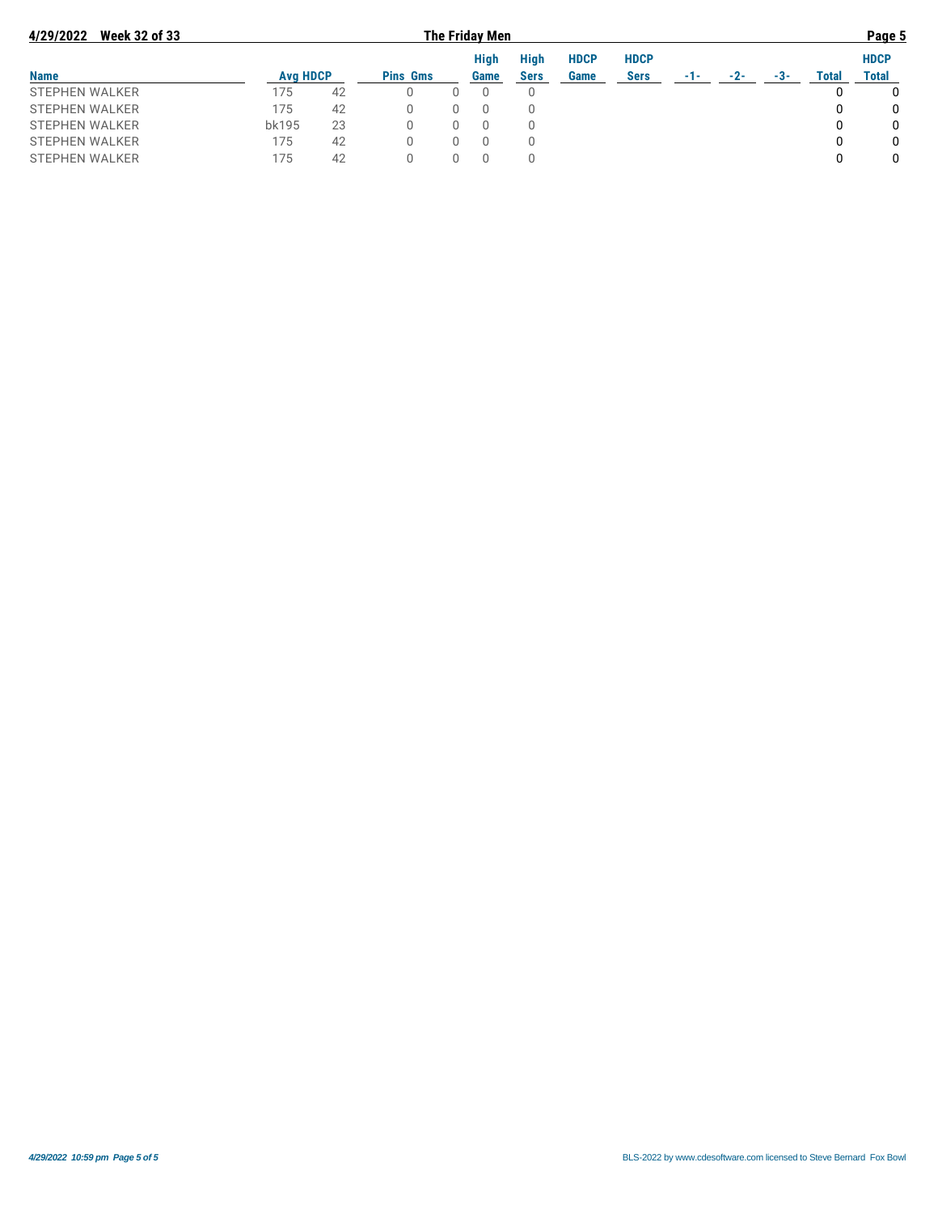| Name | Avg | HDCP | Pins | Gms | High Game | High Sers | HDCP Game | HDCP Sers | -1- | -2- | -3- | Total | HDCP Total |
|---|---|---|---|---|---|---|---|---|---|---|---|---|---|
| STEPHEN WALKER | 175 | 42 | 0 | 0 | 0 | 0 | | | | | | 0 | 0 |
| STEPHEN WALKER | 175 | 42 | 0 | 0 | 0 | 0 | | | | | | 0 | 0 |
| STEPHEN WALKER | bk195 | 23 | 0 | 0 | 0 | 0 | | | | | | 0 | 0 |
| STEPHEN WALKER | 175 | 42 | 0 | 0 | 0 | 0 | | | | | | 0 | 0 |
| STEPHEN WALKER | 175 | 42 | 0 | 0 | 0 | 0 | | | | | | 0 | 0 |

BLS-2022 by www.cdesoftware.com licensed to Steve Bernard Fox Bowl